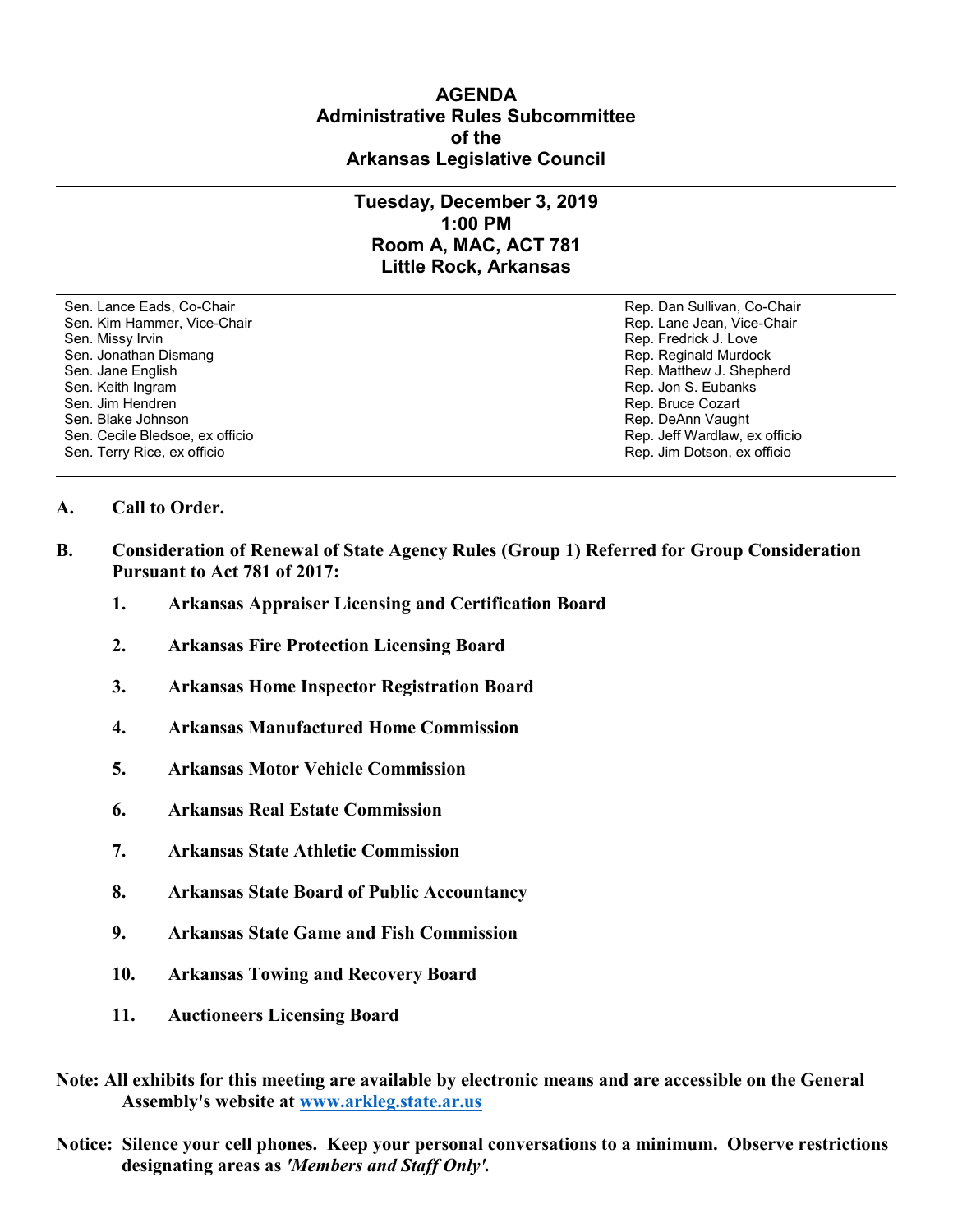# AGENDA
## Administrative Rules Subcommittee
## of the
## Arkansas Legislative Council

---

**Tuesday, December 3, 2019**
**1:00 PM**
**Room A, MAC, ACT 781**
**Little Rock, Arkansas**

---

| Senate | House |
|---|---|
| Sen. Lance Eads, Co-Chair | Rep. Dan Sullivan, Co-Chair |
| Sen. Kim Hammer, Vice-Chair | Rep. Lane Jean, Vice-Chair |
| Sen. Missy Irvin | Rep. Fredrick J. Love |
| Sen. Jonathan Dismang | Rep. Reginald Murdock |
| Sen. Jane English | Rep. Matthew J. Shepherd |
| Sen. Keith Ingram | Rep. Jon S. Eubanks |
| Sen. Jim Hendren | Rep. Bruce Cozart |
| Sen. Blake Johnson | Rep. DeAnn Vaught |
| Sen. Cecile Bledsoe, ex officio | Rep. Jeff Wardlaw, ex officio |
| Sen. Terry Rice, ex officio | Rep. Jim Dotson, ex officio |

---

**A. Call to Order.**

**B. Consideration of Renewal of State Agency Rules (Group 1) Referred for Group Consideration Pursuant to Act 781 of 2017:**

1. **Arkansas Appraiser Licensing and Certification Board**
2. **Arkansas Fire Protection Licensing Board**
3. **Arkansas Home Inspector Registration Board**
4. **Arkansas Manufactured Home Commission**
5. **Arkansas Motor Vehicle Commission**
6. **Arkansas Real Estate Commission**
7. **Arkansas State Athletic Commission**
8. **Arkansas State Board of Public Accountancy**
9. **Arkansas State Game and Fish Commission**
10. **Arkansas Towing and Recovery Board**
11. **Auctioneers Licensing Board**

**Note: All exhibits for this meeting are available by electronic means and are accessible on the General Assembly's website at [www.arkleg.state.ar.us](http://www.arkleg.state.ar.us)**

**Notice: Silence your cell phones. Keep your personal conversations to a minimum. Observe restrictions designating areas as *'Members and Staff Only'*.**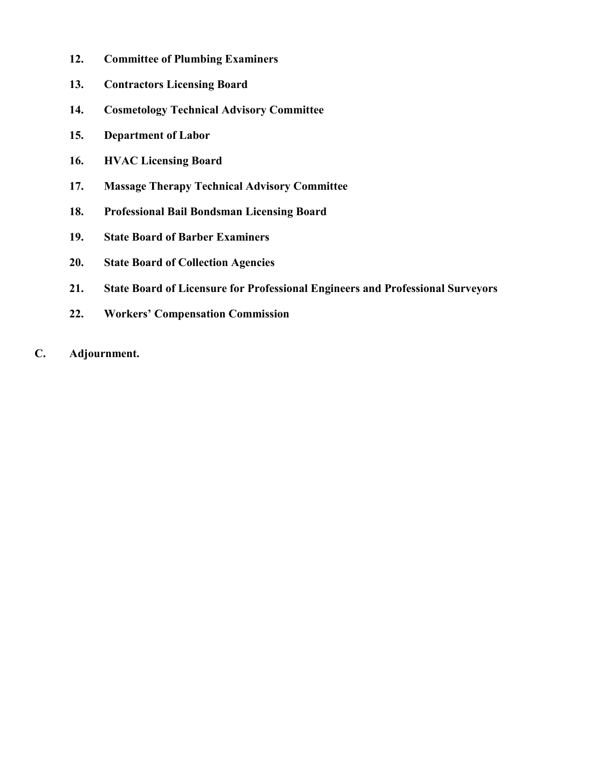12. **Committee of Plumbing Examiners**

13. **Contractors Licensing Board**

14. **Cosmetology Technical Advisory Committee**

15. **Department of Labor**

16. **HVAC Licensing Board**

17. **Massage Therapy Technical Advisory Committee**

18. **Professional Bail Bondsman Licensing Board**

19. **State Board of Barber Examiners**

20. **State Board of Collection Agencies**

21. **State Board of Licensure for Professional Engineers and Professional Surveyors**

22. **Workers' Compensation Commission**

**C. Adjournment.**